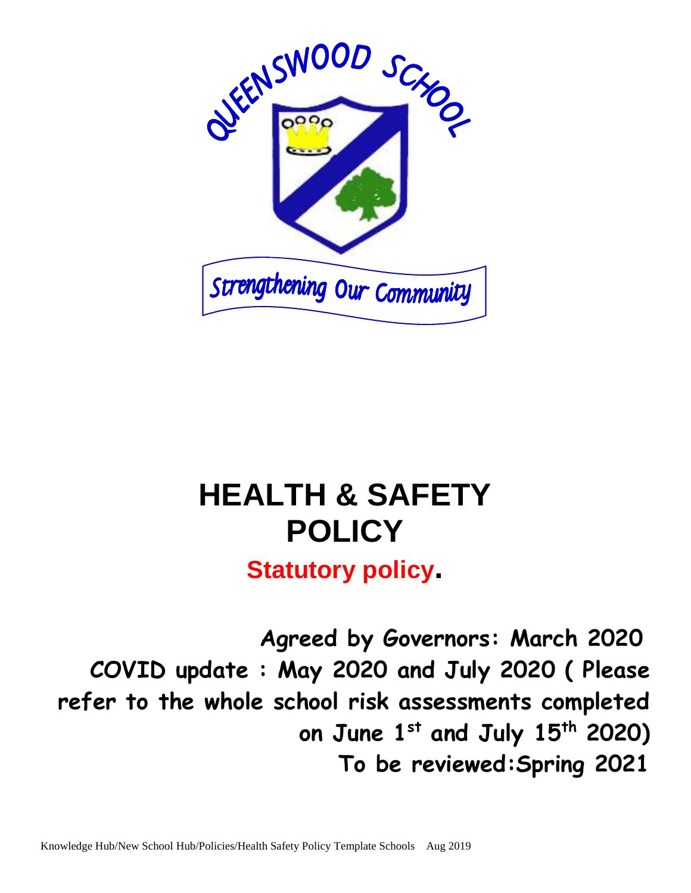QUEENSWOOD SCHOOL

Strengthening Our Community

# HEALTH & SAFETY POLICY

## Statutory policy.

**Agreed by Governors: March 2020**

**COVID update : May 2020 and July 2020 ( Please refer to the whole school risk assessments completed on June 1st and July 15th 2020)**

**To be reviewed:Spring 2021**

Knowledge Hub/New School Hub/Policies/Health Safety Policy Template Schools Aug 2019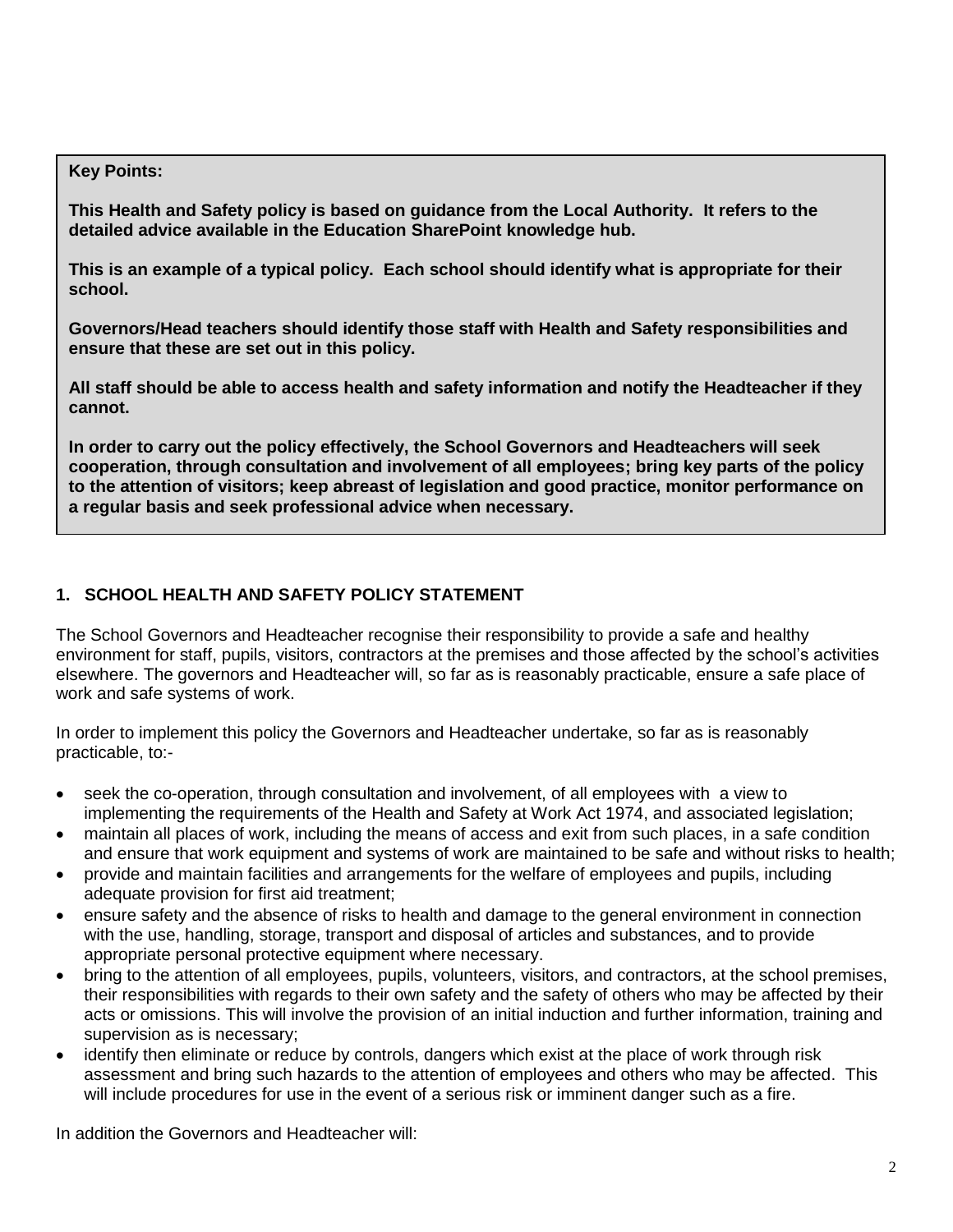**Key Points:**

**This Health and Safety policy is based on guidance from the Local Authority. It refers to the detailed advice available in the Education SharePoint knowledge hub.**

**This is an example of a typical policy. Each school should identify what is appropriate for their school.**

**Governors/Head teachers should identify those staff with Health and Safety responsibilities and ensure that these are set out in this policy.**

**All staff should be able to access health and safety information and notify the Headteacher if they cannot.**

**In order to carry out the policy effectively, the School Governors and Headteachers will seek cooperation, through consultation and involvement of all employees; bring key parts of the policy to the attention of visitors; keep abreast of legislation and good practice, monitor performance on a regular basis and seek professional advice when necessary.**

## 1. SCHOOL HEALTH AND SAFETY POLICY STATEMENT

The School Governors and Headteacher recognise their responsibility to provide a safe and healthy environment for staff, pupils, visitors, contractors at the premises and those affected by the school's activities elsewhere. The governors and Headteacher will, so far as is reasonably practicable, ensure a safe place of work and safe systems of work.

In order to implement this policy the Governors and Headteacher undertake, so far as is reasonably practicable, to:-

- seek the co-operation, through consultation and involvement, of all employees with a view to implementing the requirements of the Health and Safety at Work Act 1974, and associated legislation;
- maintain all places of work, including the means of access and exit from such places, in a safe condition and ensure that work equipment and systems of work are maintained to be safe and without risks to health;
- provide and maintain facilities and arrangements for the welfare of employees and pupils, including adequate provision for first aid treatment;
- ensure safety and the absence of risks to health and damage to the general environment in connection with the use, handling, storage, transport and disposal of articles and substances, and to provide appropriate personal protective equipment where necessary.
- bring to the attention of all employees, pupils, volunteers, visitors, and contractors, at the school premises, their responsibilities with regards to their own safety and the safety of others who may be affected by their acts or omissions. This will involve the provision of an initial induction and further information, training and supervision as is necessary;
- identify then eliminate or reduce by controls, dangers which exist at the place of work through risk assessment and bring such hazards to the attention of employees and others who may be affected. This will include procedures for use in the event of a serious risk or imminent danger such as a fire.

In addition the Governors and Headteacher will: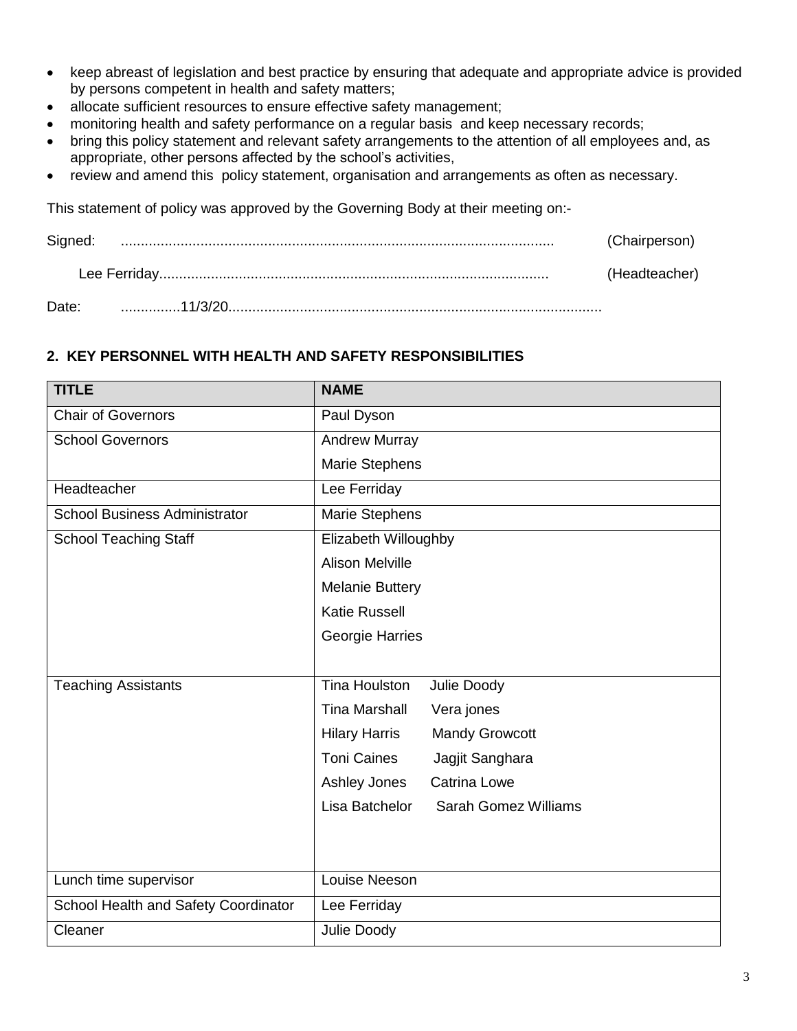- keep abreast of legislation and best practice by ensuring that adequate and appropriate advice is provided by persons competent in health and safety matters;
- allocate sufficient resources to ensure effective safety management;
- monitoring health and safety performance on a regular basis and keep necessary records;
- bring this policy statement and relevant safety arrangements to the attention of all employees and, as appropriate, other persons affected by the school's activities,
- review and amend this policy statement, organisation and arrangements as often as necessary.

This statement of policy was approved by the Governing Body at their meeting on:-

Signed: ............................................................................................................ (Chairperson)

Lee Ferriday................................................................................................. (Headteacher)

Date: ...............11/3/20.............................................................................................

## 2. KEY PERSONNEL WITH HEALTH AND SAFETY RESPONSIBILITIES

| TITLE | NAME |
|---|---|
| Chair of Governors | Paul Dyson |
| School Governors | Andrew Murray<br>Marie Stephens |
| Headteacher | Lee Ferriday |
| School Business Administrator | Marie Stephens |
| School Teaching Staff | Elizabeth Willoughby<br>Alison Melville<br>Melanie Buttery<br>Katie Russell<br>Georgie Harries |
| Teaching Assistants | Tina Houlston Julie Doody<br>Tina Marshall Vera jones<br>Hilary Harris Mandy Growcott<br>Toni Caines Jagjit Sanghara<br>Ashley Jones Catrina Lowe<br>Lisa Batchelor Sarah Gomez Williams |
| Lunch time supervisor | Louise Neeson |
| School Health and Safety Coordinator | Lee Ferriday |
| Cleaner | Julie Doody |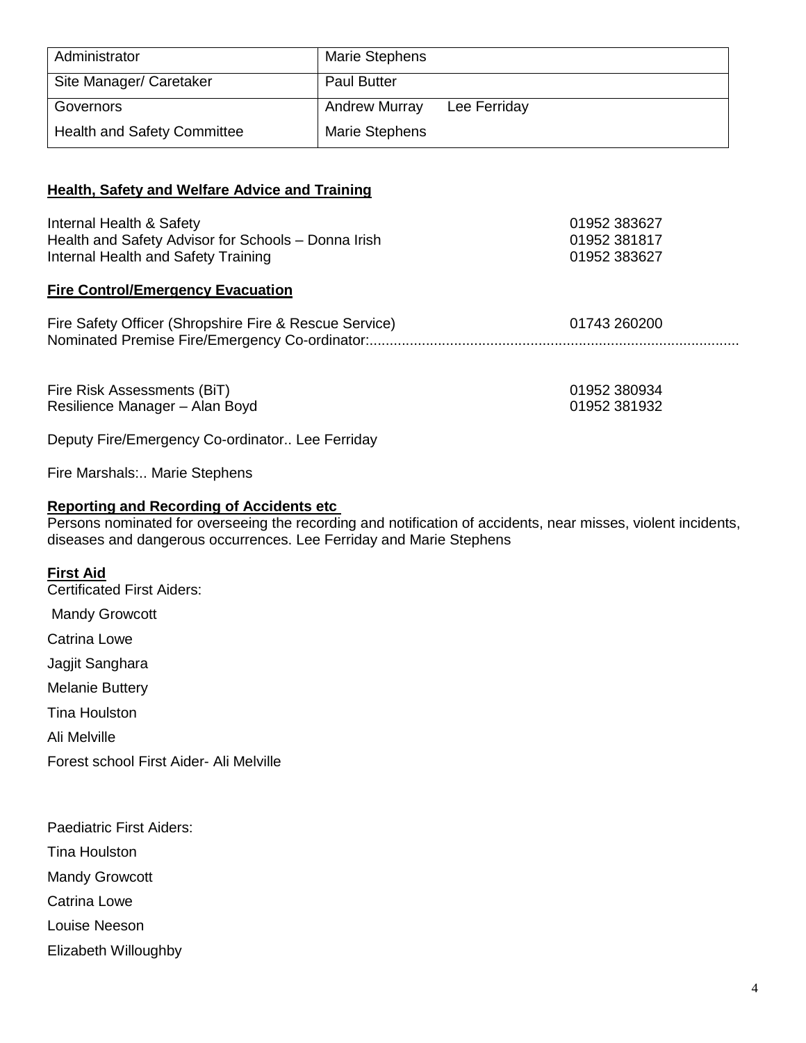| Administrator | Marie Stephens |
|---|---|
| Site Manager/ Caretaker | Paul Butter |
| Governors | Andrew Murray     Lee Ferriday |
| Health and Safety Committee | Marie Stephens |

## Health, Safety and Welfare Advice and Training

| | |
|---|---|
| Internal Health & Safety | 01952 383627 |
| Health and Safety Advisor for Schools – Donna Irish | 01952 381817 |
| Internal Health and Safety Training | 01952 383627 |

## Fire Control/Emergency Evacuation

Fire Safety Officer (Shropshire Fire & Rescue Service) 01743 260200

Nominated Premise Fire/Emergency Co-ordinator:..........................................................................................

| | |
|---|---|
| Fire Risk Assessments (BiT) | 01952 380934 |
| Resilience Manager – Alan Boyd | 01952 381932 |

Deputy Fire/Emergency Co-ordinator.. Lee Ferriday

Fire Marshals:.. Marie Stephens

## Reporting and Recording of Accidents etc

Persons nominated for overseeing the recording and notification of accidents, near misses, violent incidents, diseases and dangerous occurrences. Lee Ferriday and Marie Stephens

## First Aid

Certificated First Aiders:

Mandy Growcott

Catrina Lowe

Jagjit Sanghara

Melanie Buttery

Tina Houlston

Ali Melville

Forest school First Aider- Ali Melville

Paediatric First Aiders:

Tina Houlston

Mandy Growcott

Catrina Lowe

Louise Neeson

Elizabeth Willoughby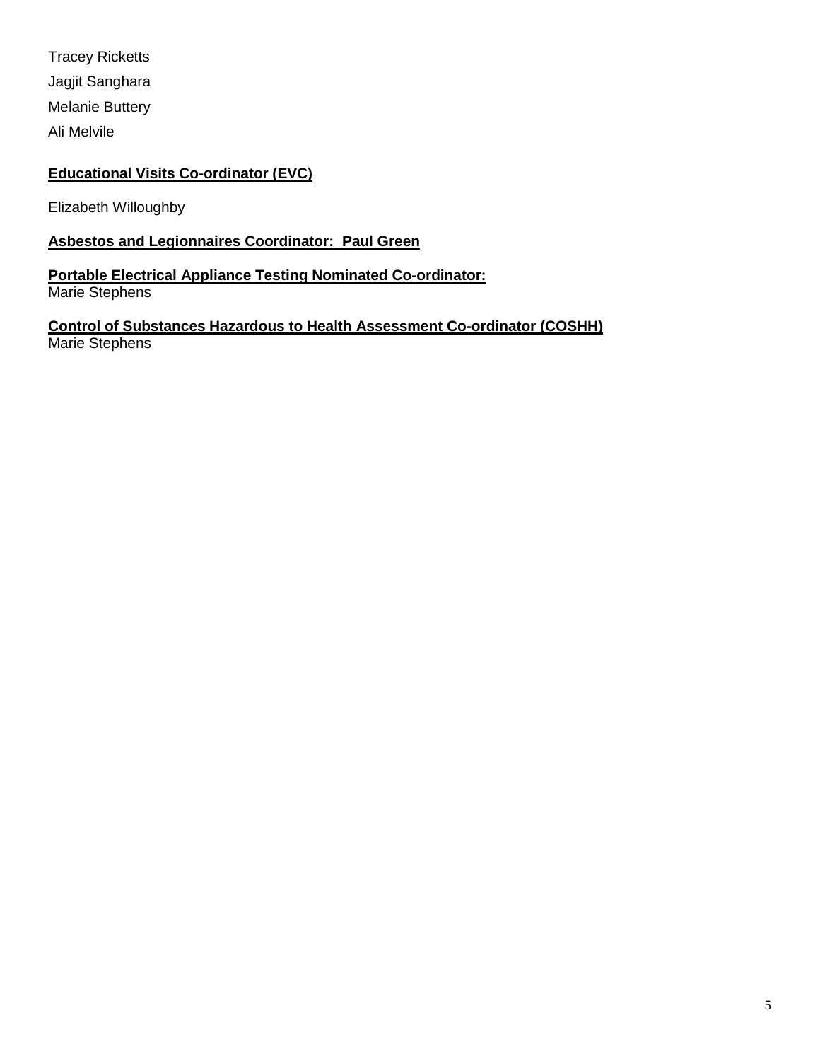Tracey Ricketts

Jagjit Sanghara

Melanie Buttery

Ali Melvile

**Educational Visits Co-ordinator (EVC)**

Elizabeth Willoughby

**Asbestos and Legionnaires Coordinator: Paul Green**

**Portable Electrical Appliance Testing Nominated Co-ordinator:**
Marie Stephens

**Control of Substances Hazardous to Health Assessment Co-ordinator (COSHH)**
Marie Stephens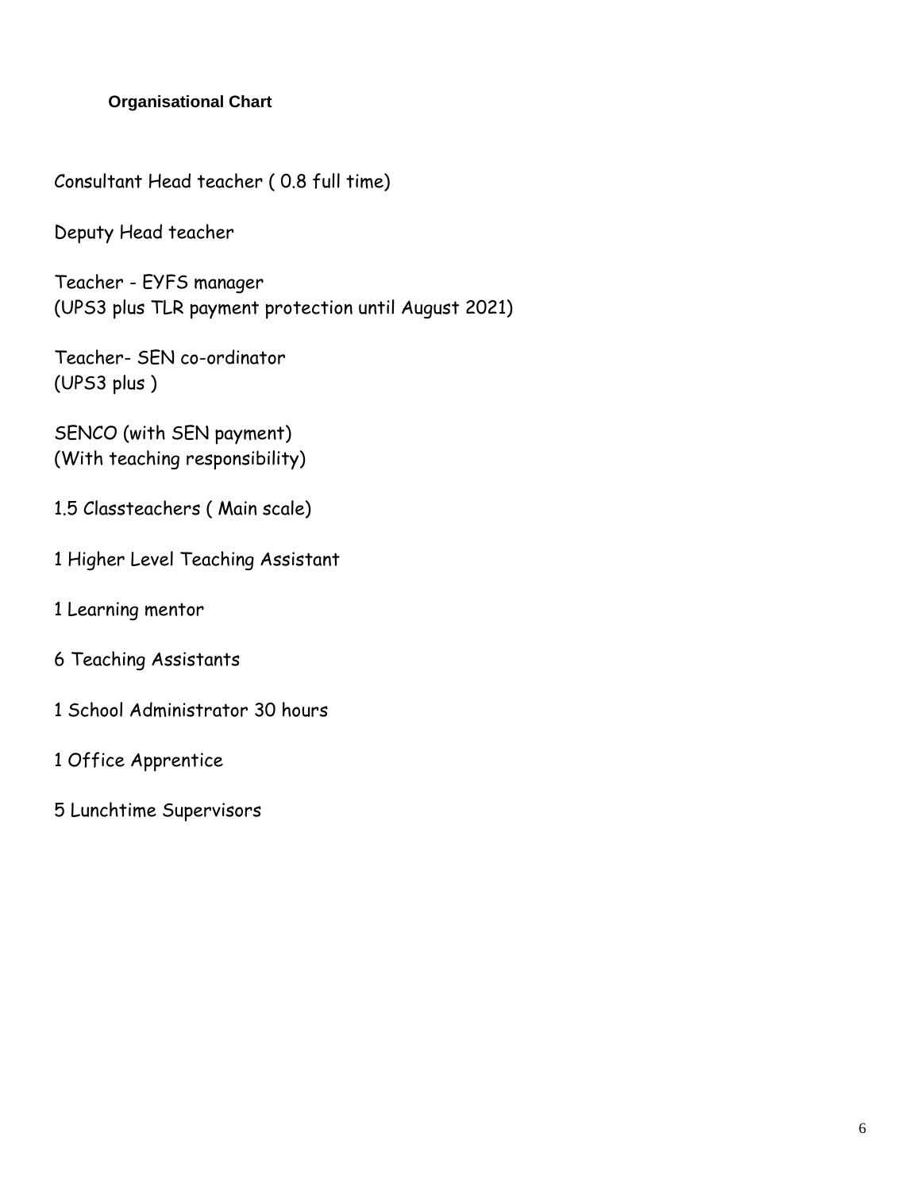**Organisational Chart**

Consultant Head teacher ( 0.8 full time)

Deputy Head teacher

Teacher - EYFS manager
(UPS3 plus TLR payment protection until August 2021)

Teacher- SEN co-ordinator
(UPS3 plus )

SENCO (with SEN payment)
(With teaching responsibility)

1.5 Classteachers ( Main scale)

1 Higher Level Teaching Assistant

1 Learning mentor

6 Teaching Assistants

1 School Administrator 30 hours

1 Office Apprentice

5 Lunchtime Supervisors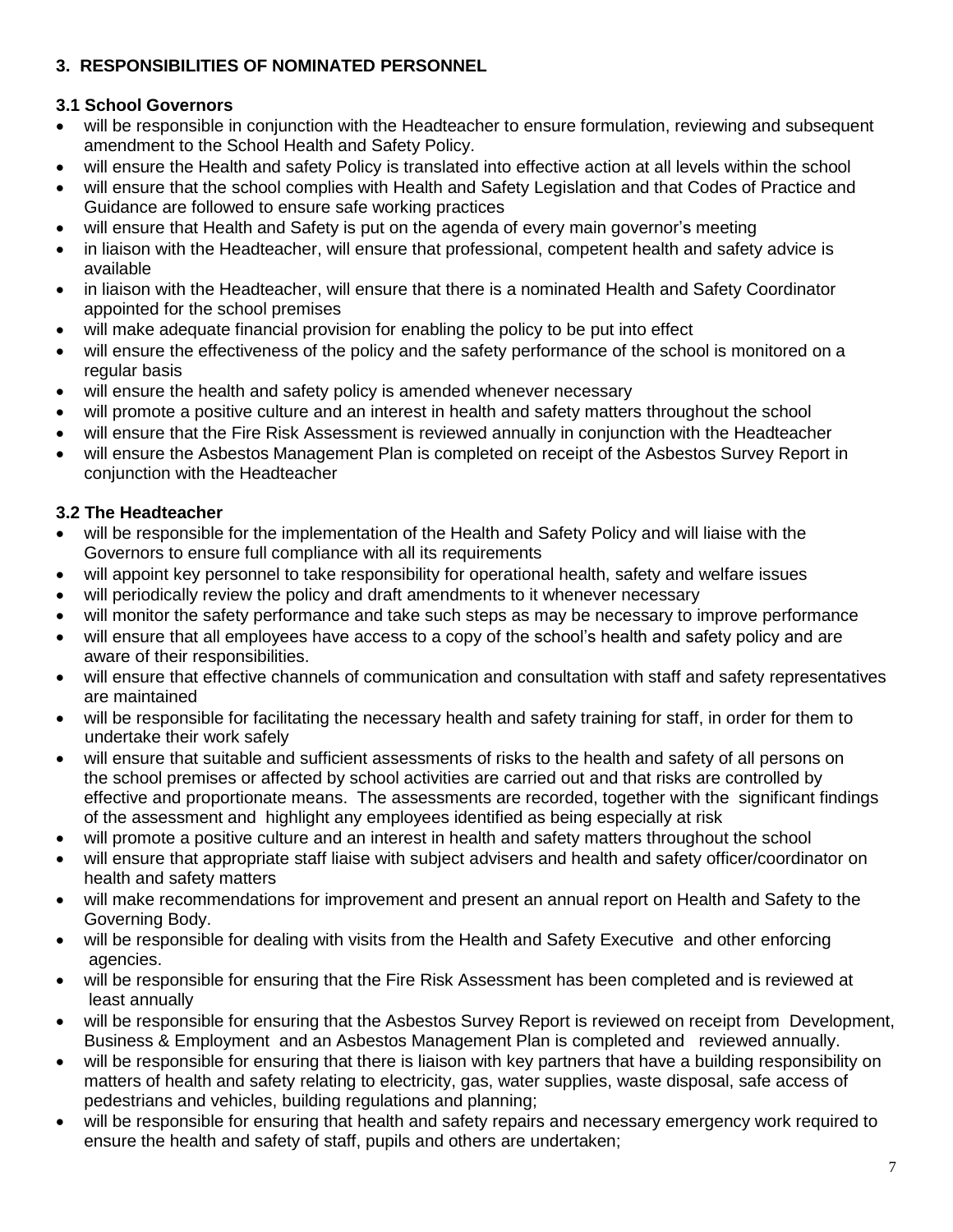## 3. RESPONSIBILITIES OF NOMINATED PERSONNEL

### 3.1 School Governors

- will be responsible in conjunction with the Headteacher to ensure formulation, reviewing and subsequent amendment to the School Health and Safety Policy.
- will ensure the Health and safety Policy is translated into effective action at all levels within the school
- will ensure that the school complies with Health and Safety Legislation and that Codes of Practice and Guidance are followed to ensure safe working practices
- will ensure that Health and Safety is put on the agenda of every main governor's meeting
- in liaison with the Headteacher, will ensure that professional, competent health and safety advice is available
- in liaison with the Headteacher, will ensure that there is a nominated Health and Safety Coordinator appointed for the school premises
- will make adequate financial provision for enabling the policy to be put into effect
- will ensure the effectiveness of the policy and the safety performance of the school is monitored on a regular basis
- will ensure the health and safety policy is amended whenever necessary
- will promote a positive culture and an interest in health and safety matters throughout the school
- will ensure that the Fire Risk Assessment is reviewed annually in conjunction with the Headteacher
- will ensure the Asbestos Management Plan is completed on receipt of the Asbestos Survey Report in conjunction with the Headteacher

### 3.2 The Headteacher

- will be responsible for the implementation of the Health and Safety Policy and will liaise with the Governors to ensure full compliance with all its requirements
- will appoint key personnel to take responsibility for operational health, safety and welfare issues
- will periodically review the policy and draft amendments to it whenever necessary
- will monitor the safety performance and take such steps as may be necessary to improve performance
- will ensure that all employees have access to a copy of the school's health and safety policy and are aware of their responsibilities.
- will ensure that effective channels of communication and consultation with staff and safety representatives are maintained
- will be responsible for facilitating the necessary health and safety training for staff, in order for them to undertake their work safely
- will ensure that suitable and sufficient assessments of risks to the health and safety of all persons on the school premises or affected by school activities are carried out and that risks are controlled by effective and proportionate means. The assessments are recorded, together with the significant findings of the assessment and highlight any employees identified as being especially at risk
- will promote a positive culture and an interest in health and safety matters throughout the school
- will ensure that appropriate staff liaise with subject advisers and health and safety officer/coordinator on health and safety matters
- will make recommendations for improvement and present an annual report on Health and Safety to the Governing Body.
- will be responsible for dealing with visits from the Health and Safety Executive and other enforcing agencies.
- will be responsible for ensuring that the Fire Risk Assessment has been completed and is reviewed at least annually
- will be responsible for ensuring that the Asbestos Survey Report is reviewed on receipt from Development, Business & Employment and an Asbestos Management Plan is completed and reviewed annually.
- will be responsible for ensuring that there is liaison with key partners that have a building responsibility on matters of health and safety relating to electricity, gas, water supplies, waste disposal, safe access of pedestrians and vehicles, building regulations and planning;
- will be responsible for ensuring that health and safety repairs and necessary emergency work required to ensure the health and safety of staff, pupils and others are undertaken;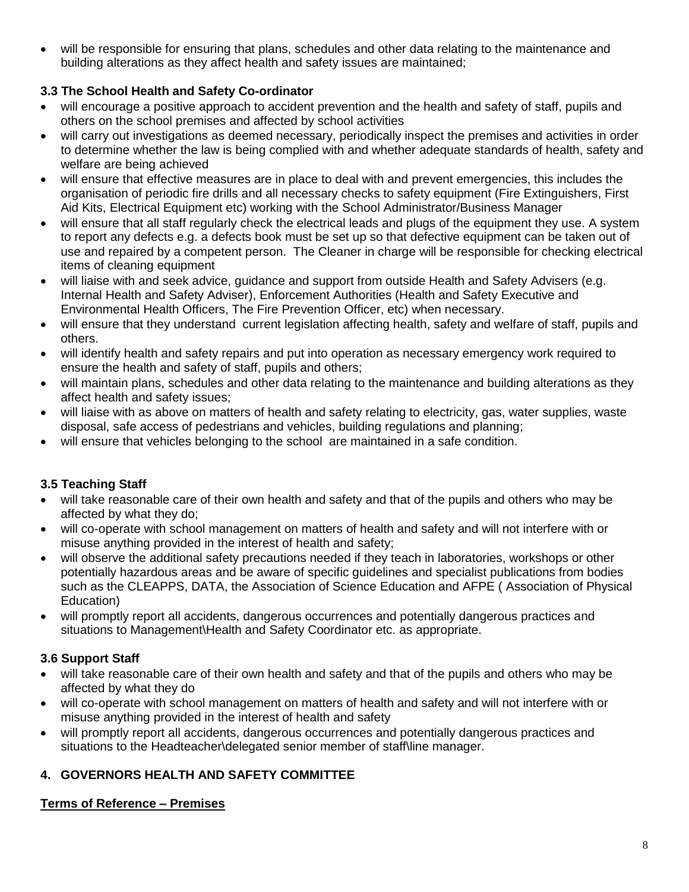- will be responsible for ensuring that plans, schedules and other data relating to the maintenance and building alterations as they affect health and safety issues are maintained;

### 3.3 The School Health and Safety Co-ordinator

- will encourage a positive approach to accident prevention and the health and safety of staff, pupils and others on the school premises and affected by school activities
- will carry out investigations as deemed necessary, periodically inspect the premises and activities in order to determine whether the law is being complied with and whether adequate standards of health, safety and welfare are being achieved
- will ensure that effective measures are in place to deal with and prevent emergencies, this includes the organisation of periodic fire drills and all necessary checks to safety equipment (Fire Extinguishers, First Aid Kits, Electrical Equipment etc) working with the School Administrator/Business Manager
- will ensure that all staff regularly check the electrical leads and plugs of the equipment they use. A system to report any defects e.g. a defects book must be set up so that defective equipment can be taken out of use and repaired by a competent person. The Cleaner in charge will be responsible for checking electrical items of cleaning equipment
- will liaise with and seek advice, guidance and support from outside Health and Safety Advisers (e.g. Internal Health and Safety Adviser), Enforcement Authorities (Health and Safety Executive and Environmental Health Officers, The Fire Prevention Officer, etc) when necessary.
- will ensure that they understand current legislation affecting health, safety and welfare of staff, pupils and others.
- will identify health and safety repairs and put into operation as necessary emergency work required to ensure the health and safety of staff, pupils and others;
- will maintain plans, schedules and other data relating to the maintenance and building alterations as they affect health and safety issues;
- will liaise with as above on matters of health and safety relating to electricity, gas, water supplies, waste disposal, safe access of pedestrians and vehicles, building regulations and planning;
- will ensure that vehicles belonging to the school are maintained in a safe condition.

### 3.5 Teaching Staff

- will take reasonable care of their own health and safety and that of the pupils and others who may be affected by what they do;
- will co-operate with school management on matters of health and safety and will not interfere with or misuse anything provided in the interest of health and safety;
- will observe the additional safety precautions needed if they teach in laboratories, workshops or other potentially hazardous areas and be aware of specific guidelines and specialist publications from bodies such as the CLEAPPS, DATA, the Association of Science Education and AFPE ( Association of Physical Education)
- will promptly report all accidents, dangerous occurrences and potentially dangerous practices and situations to Management\Health and Safety Coordinator etc. as appropriate.

### 3.6 Support Staff

- will take reasonable care of their own health and safety and that of the pupils and others who may be affected by what they do
- will co-operate with school management on matters of health and safety and will not interfere with or misuse anything provided in the interest of health and safety
- will promptly report all accidents, dangerous occurrences and potentially dangerous practices and situations to the Headteacher\delegated senior member of staff\line manager.

## 4. GOVERNORS HEALTH AND SAFETY COMMITTEE

**<u>Terms of Reference – Premises</u>**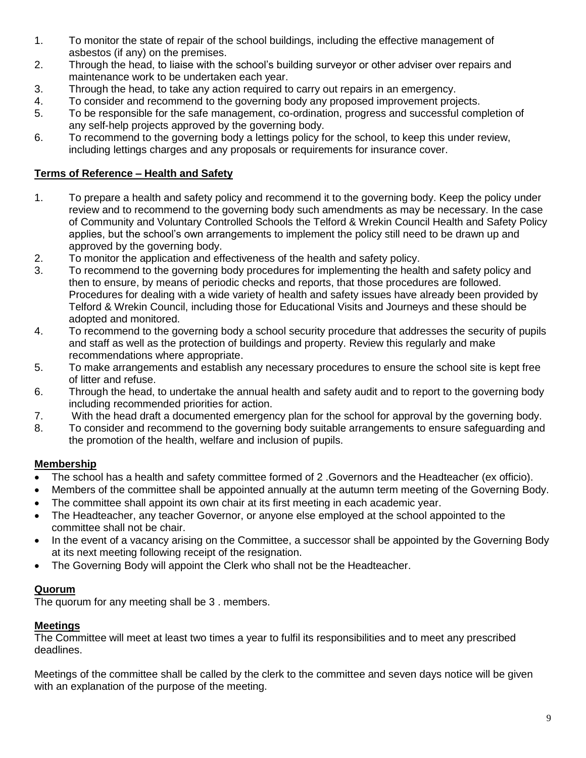1. To monitor the state of repair of the school buildings, including the effective management of asbestos (if any) on the premises.
2. Through the head, to liaise with the school's building surveyor or other adviser over repairs and maintenance work to be undertaken each year.
3. Through the head, to take any action required to carry out repairs in an emergency.
4. To consider and recommend to the governing body any proposed improvement projects.
5. To be responsible for the safe management, co-ordination, progress and successful completion of any self-help projects approved by the governing body.
6. To recommend to the governing body a lettings policy for the school, to keep this under review, including lettings charges and any proposals or requirements for insurance cover.

**Terms of Reference – Health and Safety**

1. To prepare a health and safety policy and recommend it to the governing body. Keep the policy under review and to recommend to the governing body such amendments as may be necessary. In the case of Community and Voluntary Controlled Schools the Telford & Wrekin Council Health and Safety Policy applies, but the school's own arrangements to implement the policy still need to be drawn up and approved by the governing body.
2. To monitor the application and effectiveness of the health and safety policy.
3. To recommend to the governing body procedures for implementing the health and safety policy and then to ensure, by means of periodic checks and reports, that those procedures are followed. Procedures for dealing with a wide variety of health and safety issues have already been provided by Telford & Wrekin Council, including those for Educational Visits and Journeys and these should be adopted and monitored.
4. To recommend to the governing body a school security procedure that addresses the security of pupils and staff as well as the protection of buildings and property. Review this regularly and make recommendations where appropriate.
5. To make arrangements and establish any necessary procedures to ensure the school site is kept free of litter and refuse.
6. Through the head, to undertake the annual health and safety audit and to report to the governing body including recommended priorities for action.
7. With the head draft a documented emergency plan for the school for approval by the governing body.
8. To consider and recommend to the governing body suitable arrangements to ensure safeguarding and the promotion of the health, welfare and inclusion of pupils.

**Membership**

- The school has a health and safety committee formed of 2 .Governors and the Headteacher (ex officio).
- Members of the committee shall be appointed annually at the autumn term meeting of the Governing Body.
- The committee shall appoint its own chair at its first meeting in each academic year.
- The Headteacher, any teacher Governor, or anyone else employed at the school appointed to the committee shall not be chair.
- In the event of a vacancy arising on the Committee, a successor shall be appointed by the Governing Body at its next meeting following receipt of the resignation.
- The Governing Body will appoint the Clerk who shall not be the Headteacher.

**Quorum**

The quorum for any meeting shall be 3 . members.

**Meetings**

The Committee will meet at least two times a year to fulfil its responsibilities and to meet any prescribed deadlines.

Meetings of the committee shall be called by the clerk to the committee and seven days notice will be given with an explanation of the purpose of the meeting.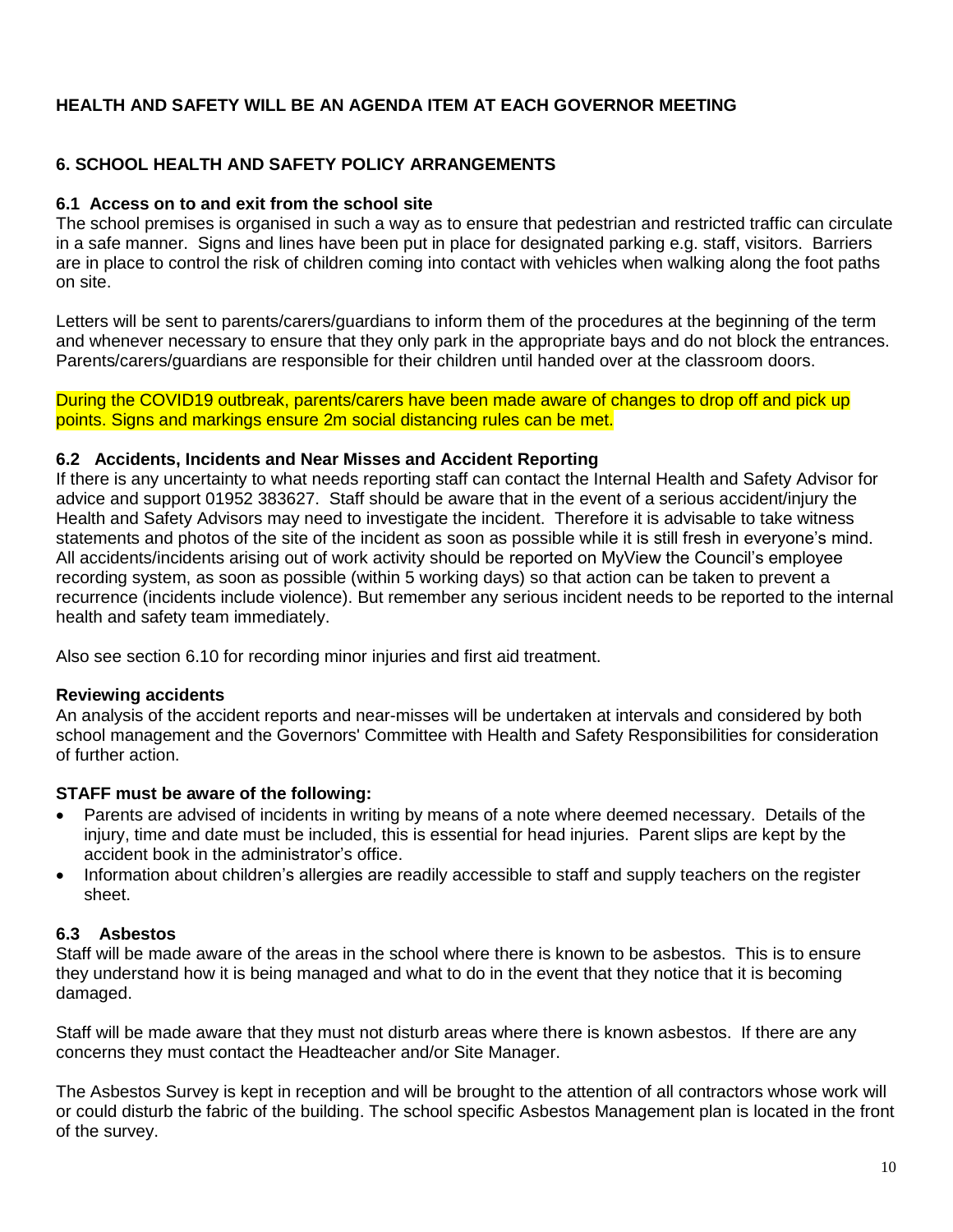**HEALTH AND SAFETY WILL BE AN AGENDA ITEM AT EACH GOVERNOR MEETING**

## 6. SCHOOL HEALTH AND SAFETY POLICY ARRANGEMENTS

### 6.1 Access on to and exit from the school site

The school premises is organised in such a way as to ensure that pedestrian and restricted traffic can circulate in a safe manner. Signs and lines have been put in place for designated parking e.g. staff, visitors. Barriers are in place to control the risk of children coming into contact with vehicles when walking along the foot paths on site.

Letters will be sent to parents/carers/guardians to inform them of the procedures at the beginning of the term and whenever necessary to ensure that they only park in the appropriate bays and do not block the entrances. Parents/carers/guardians are responsible for their children until handed over at the classroom doors.

During the COVID19 outbreak, parents/carers have been made aware of changes to drop off and pick up points. Signs and markings ensure 2m social distancing rules can be met.

### 6.2 Accidents, Incidents and Near Misses and Accident Reporting

If there is any uncertainty to what needs reporting staff can contact the Internal Health and Safety Advisor for advice and support 01952 383627. Staff should be aware that in the event of a serious accident/injury the Health and Safety Advisors may need to investigate the incident. Therefore it is advisable to take witness statements and photos of the site of the incident as soon as possible while it is still fresh in everyone's mind. All accidents/incidents arising out of work activity should be reported on MyView the Council's employee recording system, as soon as possible (within 5 working days) so that action can be taken to prevent a recurrence (incidents include violence). But remember any serious incident needs to be reported to the internal health and safety team immediately.

Also see section 6.10 for recording minor injuries and first aid treatment.

**Reviewing accidents**

An analysis of the accident reports and near-misses will be undertaken at intervals and considered by both school management and the Governors' Committee with Health and Safety Responsibilities for consideration of further action.

**STAFF must be aware of the following:**

- Parents are advised of incidents in writing by means of a note where deemed necessary. Details of the injury, time and date must be included, this is essential for head injuries. Parent slips are kept by the accident book in the administrator's office.
- Information about children's allergies are readily accessible to staff and supply teachers on the register sheet.

### 6.3 Asbestos

Staff will be made aware of the areas in the school where there is known to be asbestos. This is to ensure they understand how it is being managed and what to do in the event that they notice that it is becoming damaged.

Staff will be made aware that they must not disturb areas where there is known asbestos. If there are any concerns they must contact the Headteacher and/or Site Manager.

The Asbestos Survey is kept in reception and will be brought to the attention of all contractors whose work will or could disturb the fabric of the building. The school specific Asbestos Management plan is located in the front of the survey.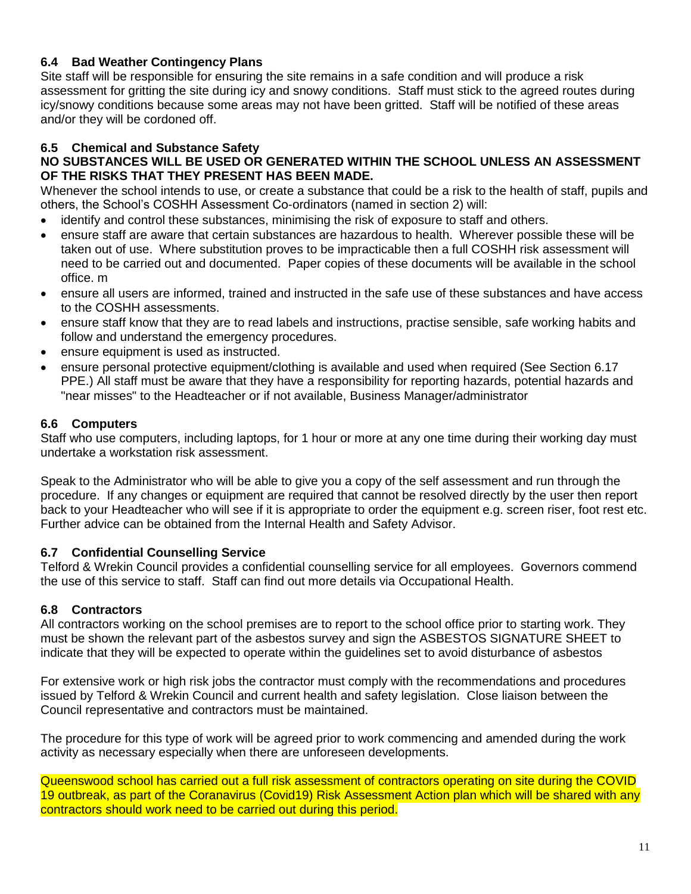### 6.4 Bad Weather Contingency Plans

Site staff will be responsible for ensuring the site remains in a safe condition and will produce a risk assessment for gritting the site during icy and snowy conditions. Staff must stick to the agreed routes during icy/snowy conditions because some areas may not have been gritted. Staff will be notified of these areas and/or they will be cordoned off.

### 6.5 Chemical and Substance Safety

**NO SUBSTANCES WILL BE USED OR GENERATED WITHIN THE SCHOOL UNLESS AN ASSESSMENT OF THE RISKS THAT THEY PRESENT HAS BEEN MADE.**

Whenever the school intends to use, or create a substance that could be a risk to the health of staff, pupils and others, the School's COSHH Assessment Co-ordinators (named in section 2) will:

- identify and control these substances, minimising the risk of exposure to staff and others.
- ensure staff are aware that certain substances are hazardous to health. Wherever possible these will be taken out of use. Where substitution proves to be impracticable then a full COSHH risk assessment will need to be carried out and documented. Paper copies of these documents will be available in the school office. m
- ensure all users are informed, trained and instructed in the safe use of these substances and have access to the COSHH assessments.
- ensure staff know that they are to read labels and instructions, practise sensible, safe working habits and follow and understand the emergency procedures.
- ensure equipment is used as instructed.
- ensure personal protective equipment/clothing is available and used when required (See Section 6.17 PPE.) All staff must be aware that they have a responsibility for reporting hazards, potential hazards and "near misses" to the Headteacher or if not available, Business Manager/administrator

### 6.6 Computers

Staff who use computers, including laptops, for 1 hour or more at any one time during their working day must undertake a workstation risk assessment.

Speak to the Administrator who will be able to give you a copy of the self assessment and run through the procedure. If any changes or equipment are required that cannot be resolved directly by the user then report back to your Headteacher who will see if it is appropriate to order the equipment e.g. screen riser, foot rest etc. Further advice can be obtained from the Internal Health and Safety Advisor.

### 6.7 Confidential Counselling Service

Telford & Wrekin Council provides a confidential counselling service for all employees. Governors commend the use of this service to staff. Staff can find out more details via Occupational Health.

### 6.8 Contractors

All contractors working on the school premises are to report to the school office prior to starting work. They must be shown the relevant part of the asbestos survey and sign the ASBESTOS SIGNATURE SHEET to indicate that they will be expected to operate within the guidelines set to avoid disturbance of asbestos

For extensive work or high risk jobs the contractor must comply with the recommendations and procedures issued by Telford & Wrekin Council and current health and safety legislation. Close liaison between the Council representative and contractors must be maintained.

The procedure for this type of work will be agreed prior to work commencing and amended during the work activity as necessary especially when there are unforeseen developments.

Queenswood school has carried out a full risk assessment of contractors operating on site during the COVID 19 outbreak, as part of the Coranavirus (Covid19) Risk Assessment Action plan which will be shared with any contractors should work need to be carried out during this period.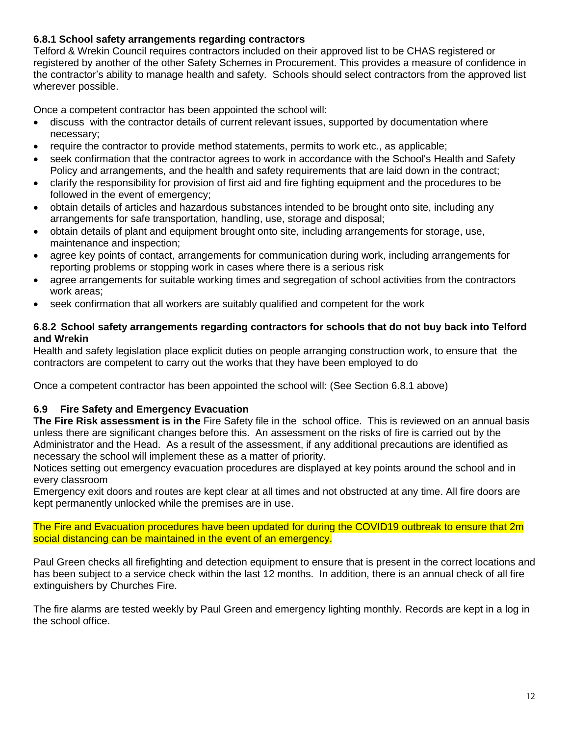### 6.8.1 School safety arrangements regarding contractors

Telford & Wrekin Council requires contractors included on their approved list to be CHAS registered or registered by another of the other Safety Schemes in Procurement. This provides a measure of confidence in the contractor's ability to manage health and safety. Schools should select contractors from the approved list wherever possible.

Once a competent contractor has been appointed the school will:

- discuss with the contractor details of current relevant issues, supported by documentation where necessary;
- require the contractor to provide method statements, permits to work etc., as applicable;
- seek confirmation that the contractor agrees to work in accordance with the School's Health and Safety Policy and arrangements, and the health and safety requirements that are laid down in the contract;
- clarify the responsibility for provision of first aid and fire fighting equipment and the procedures to be followed in the event of emergency;
- obtain details of articles and hazardous substances intended to be brought onto site, including any arrangements for safe transportation, handling, use, storage and disposal;
- obtain details of plant and equipment brought onto site, including arrangements for storage, use, maintenance and inspection;
- agree key points of contact, arrangements for communication during work, including arrangements for reporting problems or stopping work in cases where there is a serious risk
- agree arrangements for suitable working times and segregation of school activities from the contractors work areas;
- seek confirmation that all workers are suitably qualified and competent for the work

### 6.8.2 School safety arrangements regarding contractors for schools that do not buy back into Telford and Wrekin

Health and safety legislation place explicit duties on people arranging construction work, to ensure that the contractors are competent to carry out the works that they have been employed to do

Once a competent contractor has been appointed the school will: (See Section 6.8.1 above)

### 6.9 Fire Safety and Emergency Evacuation

**The Fire Risk assessment is in the** Fire Safety file in the school office. This is reviewed on an annual basis unless there are significant changes before this. An assessment on the risks of fire is carried out by the Administrator and the Head. As a result of the assessment, if any additional precautions are identified as necessary the school will implement these as a matter of priority.

Notices setting out emergency evacuation procedures are displayed at key points around the school and in every classroom

Emergency exit doors and routes are kept clear at all times and not obstructed at any time. All fire doors are kept permanently unlocked while the premises are in use.

The Fire and Evacuation procedures have been updated for during the COVID19 outbreak to ensure that 2m social distancing can be maintained in the event of an emergency.

Paul Green checks all firefighting and detection equipment to ensure that is present in the correct locations and has been subject to a service check within the last 12 months. In addition, there is an annual check of all fire extinguishers by Churches Fire.

The fire alarms are tested weekly by Paul Green and emergency lighting monthly. Records are kept in a log in the school office.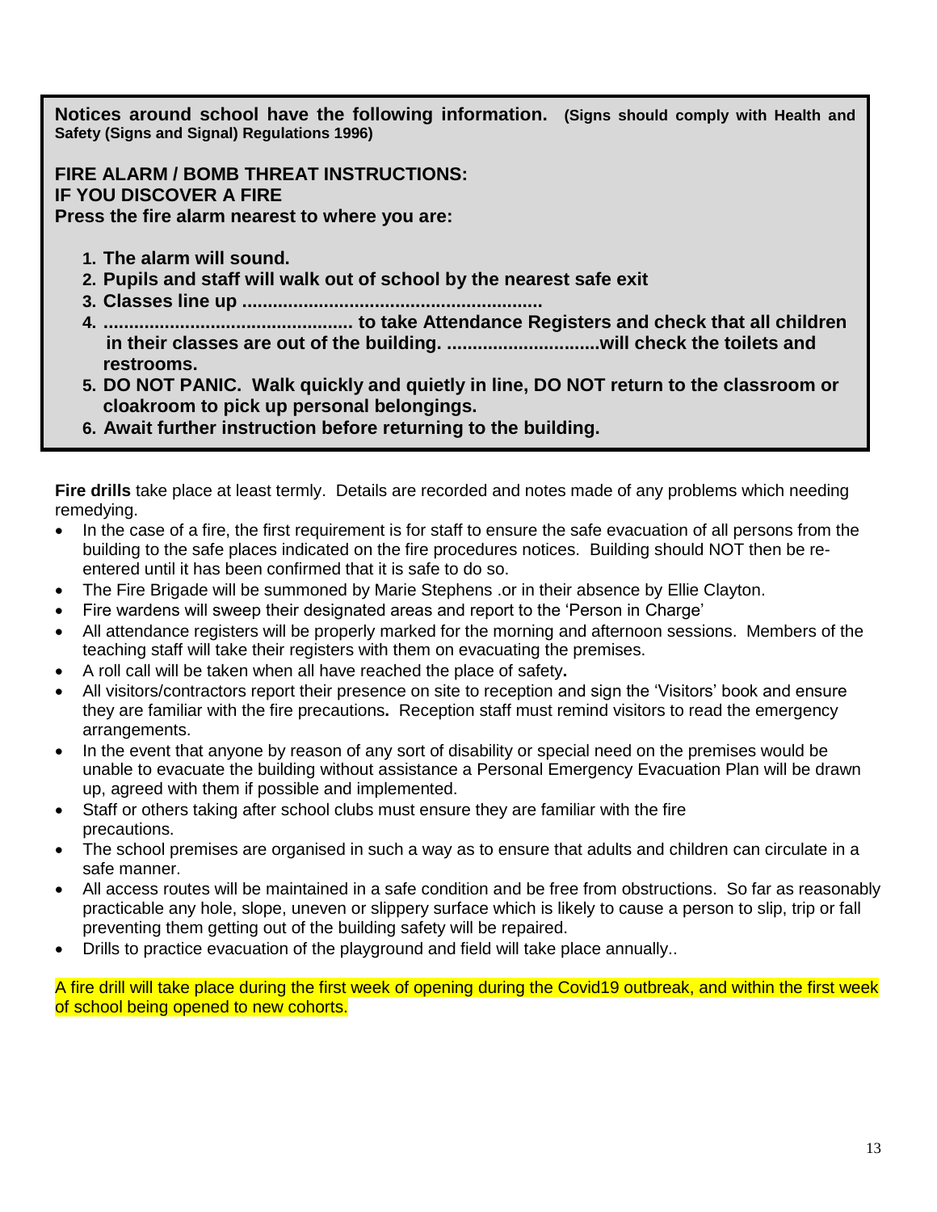**Notices around school have the following information. (Signs should comply with Health and Safety (Signs and Signal) Regulations 1996)**

**FIRE ALARM / BOMB THREAT INSTRUCTIONS:**
**IF YOU DISCOVER A FIRE**
**Press the fire alarm nearest to where you are:**

1. **The alarm will sound.**
2. **Pupils and staff will walk out of school by the nearest safe exit**
3. **Classes line up ..........................................................**
4. **................................................ to take Attendance Registers and check that all children in their classes are out of the building. .............................will check the toilets and restrooms.**
5. **DO NOT PANIC. Walk quickly and quietly in line, DO NOT return to the classroom or cloakroom to pick up personal belongings.**
6. **Await further instruction before returning to the building.**

**Fire drills** take place at least termly. Details are recorded and notes made of any problems which needing remedying.

- In the case of a fire, the first requirement is for staff to ensure the safe evacuation of all persons from the building to the safe places indicated on the fire procedures notices. Building should NOT then be re-entered until it has been confirmed that it is safe to do so.
- The Fire Brigade will be summoned by Marie Stephens .or in their absence by Ellie Clayton.
- Fire wardens will sweep their designated areas and report to the 'Person in Charge'
- All attendance registers will be properly marked for the morning and afternoon sessions. Members of the teaching staff will take their registers with them on evacuating the premises.
- A roll call will be taken when all have reached the place of safety**.**
- All visitors/contractors report their presence on site to reception and sign the 'Visitors' book and ensure they are familiar with the fire precautions**.** Reception staff must remind visitors to read the emergency arrangements.
- In the event that anyone by reason of any sort of disability or special need on the premises would be unable to evacuate the building without assistance a Personal Emergency Evacuation Plan will be drawn up, agreed with them if possible and implemented.
- Staff or others taking after school clubs must ensure they are familiar with the fire precautions.
- The school premises are organised in such a way as to ensure that adults and children can circulate in a safe manner.
- All access routes will be maintained in a safe condition and be free from obstructions. So far as reasonably practicable any hole, slope, uneven or slippery surface which is likely to cause a person to slip, trip or fall preventing them getting out of the building safety will be repaired.
- Drills to practice evacuation of the playground and field will take place annually..

A fire drill will take place during the first week of opening during the Covid19 outbreak, and within the first week of school being opened to new cohorts.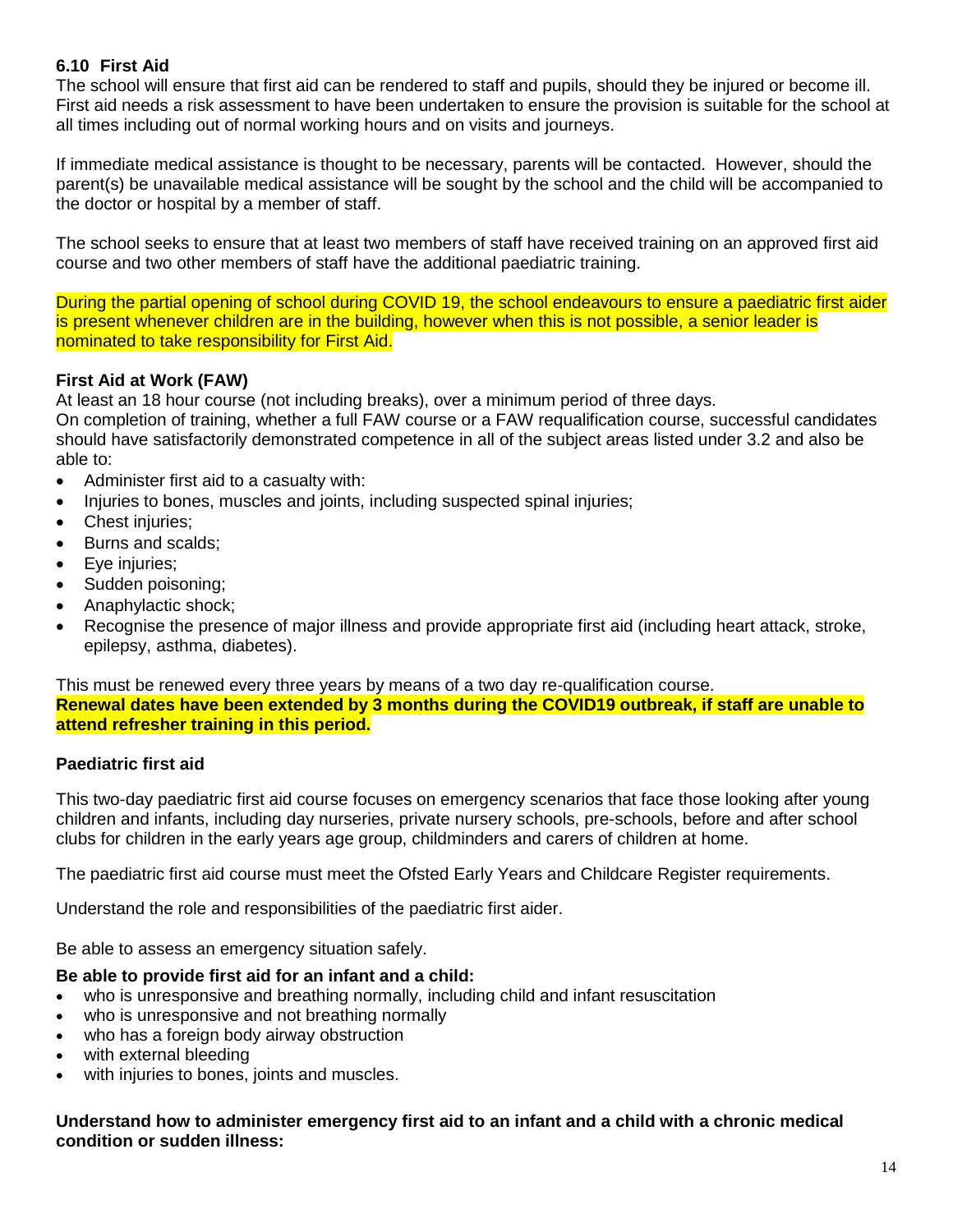### 6.10 First Aid

The school will ensure that first aid can be rendered to staff and pupils, should they be injured or become ill. First aid needs a risk assessment to have been undertaken to ensure the provision is suitable for the school at all times including out of normal working hours and on visits and journeys.

If immediate medical assistance is thought to be necessary, parents will be contacted. However, should the parent(s) be unavailable medical assistance will be sought by the school and the child will be accompanied to the doctor or hospital by a member of staff.

The school seeks to ensure that at least two members of staff have received training on an approved first aid course and two other members of staff have the additional paediatric training.

During the partial opening of school during COVID 19, the school endeavours to ensure a paediatric first aider is present whenever children are in the building, however when this is not possible, a senior leader is nominated to take responsibility for First Aid.

**First Aid at Work (FAW)**

At least an 18 hour course (not including breaks), over a minimum period of three days.
On completion of training, whether a full FAW course or a FAW requalification course, successful candidates should have satisfactorily demonstrated competence in all of the subject areas listed under 3.2 and also be able to:

- Administer first aid to a casualty with:
- Injuries to bones, muscles and joints, including suspected spinal injuries;
- Chest injuries;
- Burns and scalds;
- Eye injuries;
- Sudden poisoning;
- Anaphylactic shock;
- Recognise the presence of major illness and provide appropriate first aid (including heart attack, stroke, epilepsy, asthma, diabetes).

This must be renewed every three years by means of a two day re-qualification course.
**Renewal dates have been extended by 3 months during the COVID19 outbreak, if staff are unable to attend refresher training in this period.**

**Paediatric first aid**

This two-day paediatric first aid course focuses on emergency scenarios that face those looking after young children and infants, including day nurseries, private nursery schools, pre-schools, before and after school clubs for children in the early years age group, childminders and carers of children at home.

The paediatric first aid course must meet the Ofsted Early Years and Childcare Register requirements.

Understand the role and responsibilities of the paediatric first aider.

Be able to assess an emergency situation safely.

**Be able to provide first aid for an infant and a child:**

- who is unresponsive and breathing normally, including child and infant resuscitation
- who is unresponsive and not breathing normally
- who has a foreign body airway obstruction
- with external bleeding
- with injuries to bones, joints and muscles.

**Understand how to administer emergency first aid to an infant and a child with a chronic medical condition or sudden illness:**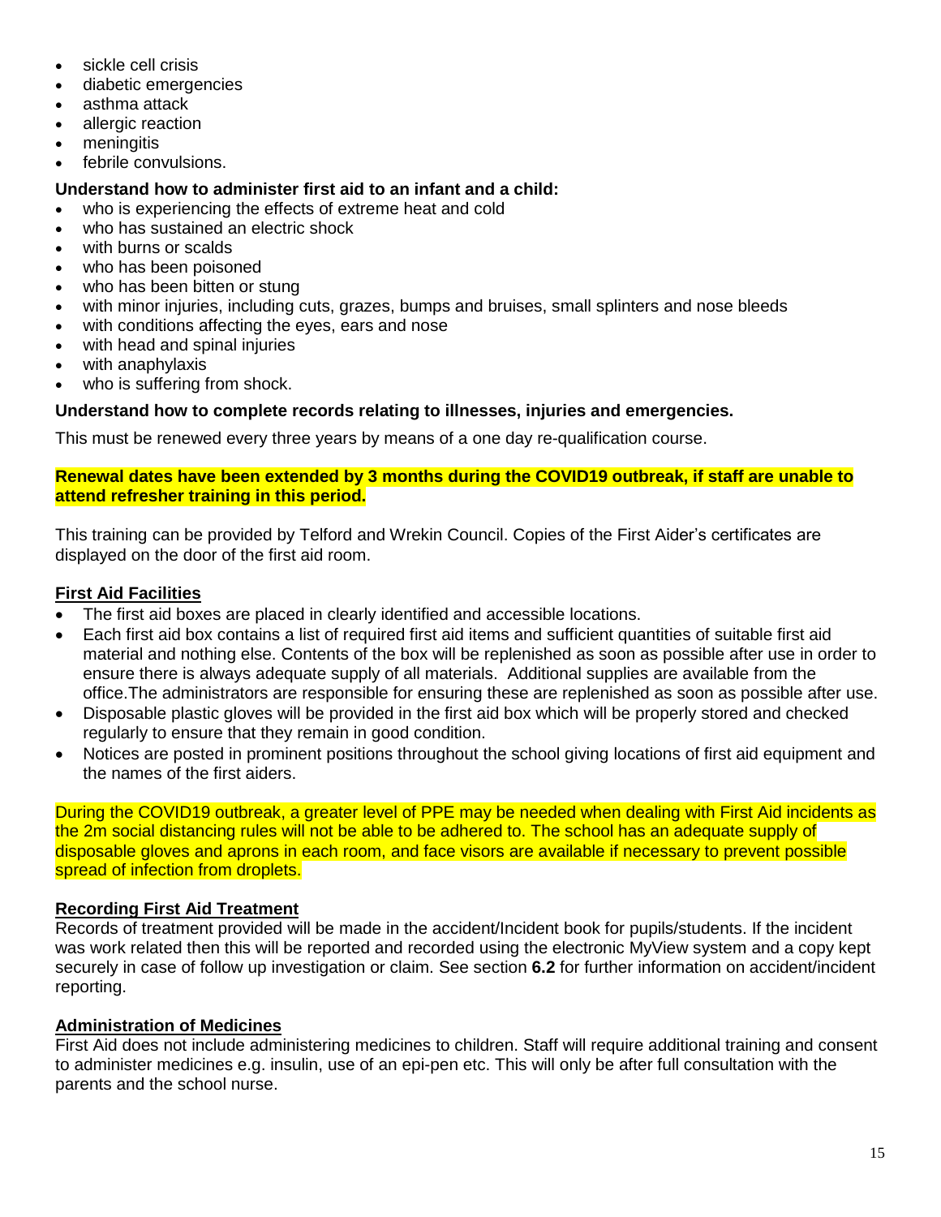- sickle cell crisis
- diabetic emergencies
- asthma attack
- allergic reaction
- meningitis
- febrile convulsions.

**Understand how to administer first aid to an infant and a child:**

- who is experiencing the effects of extreme heat and cold
- who has sustained an electric shock
- with burns or scalds
- who has been poisoned
- who has been bitten or stung
- with minor injuries, including cuts, grazes, bumps and bruises, small splinters and nose bleeds
- with conditions affecting the eyes, ears and nose
- with head and spinal injuries
- with anaphylaxis
- who is suffering from shock.

**Understand how to complete records relating to illnesses, injuries and emergencies.**

This must be renewed every three years by means of a one day re-qualification course.

**Renewal dates have been extended by 3 months during the COVID19 outbreak, if staff are unable to attend refresher training in this period.**

This training can be provided by Telford and Wrekin Council. Copies of the First Aider's certificates are displayed on the door of the first aid room.

## First Aid Facilities

- The first aid boxes are placed in clearly identified and accessible locations.
- Each first aid box contains a list of required first aid items and sufficient quantities of suitable first aid material and nothing else. Contents of the box will be replenished as soon as possible after use in order to ensure there is always adequate supply of all materials. Additional supplies are available from the office.The administrators are responsible for ensuring these are replenished as soon as possible after use.
- Disposable plastic gloves will be provided in the first aid box which will be properly stored and checked regularly to ensure that they remain in good condition.
- Notices are posted in prominent positions throughout the school giving locations of first aid equipment and the names of the first aiders.

During the COVID19 outbreak, a greater level of PPE may be needed when dealing with First Aid incidents as the 2m social distancing rules will not be able to be adhered to. The school has an adequate supply of disposable gloves and aprons in each room, and face visors are available if necessary to prevent possible spread of infection from droplets.

## Recording First Aid Treatment

Records of treatment provided will be made in the accident/Incident book for pupils/students. If the incident was work related then this will be reported and recorded using the electronic MyView system and a copy kept securely in case of follow up investigation or claim. See section **6.2** for further information on accident/incident reporting.

## Administration of Medicines

First Aid does not include administering medicines to children. Staff will require additional training and consent to administer medicines e.g. insulin, use of an epi-pen etc. This will only be after full consultation with the parents and the school nurse.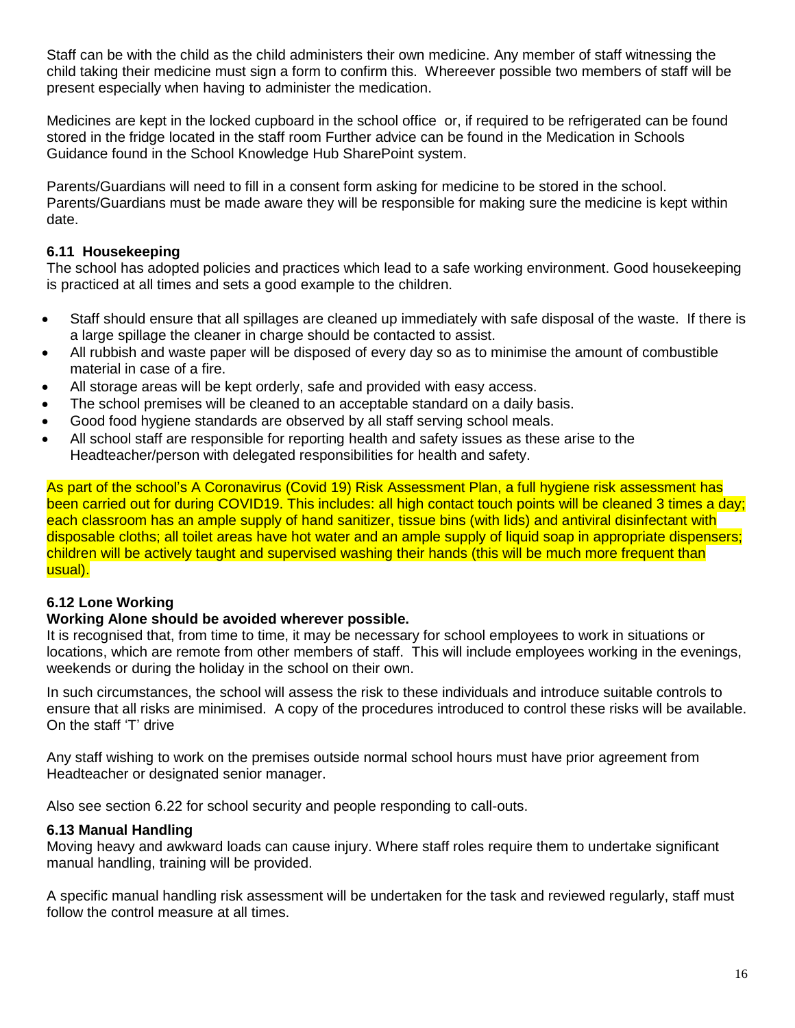Staff can be with the child as the child administers their own medicine. Any member of staff witnessing the child taking their medicine must sign a form to confirm this. Whereever possible two members of staff will be present especially when having to administer the medication.

Medicines are kept in the locked cupboard in the school office or, if required to be refrigerated can be found stored in the fridge located in the staff room Further advice can be found in the Medication in Schools Guidance found in the School Knowledge Hub SharePoint system.

Parents/Guardians will need to fill in a consent form asking for medicine to be stored in the school. Parents/Guardians must be made aware they will be responsible for making sure the medicine is kept within date.

### 6.11 Housekeeping

The school has adopted policies and practices which lead to a safe working environment. Good housekeeping is practiced at all times and sets a good example to the children.

- Staff should ensure that all spillages are cleaned up immediately with safe disposal of the waste. If there is a large spillage the cleaner in charge should be contacted to assist.
- All rubbish and waste paper will be disposed of every day so as to minimise the amount of combustible material in case of a fire.
- All storage areas will be kept orderly, safe and provided with easy access.
- The school premises will be cleaned to an acceptable standard on a daily basis.
- Good food hygiene standards are observed by all staff serving school meals.
- All school staff are responsible for reporting health and safety issues as these arise to the Headteacher/person with delegated responsibilities for health and safety.

As part of the school's A Coronavirus (Covid 19) Risk Assessment Plan, a full hygiene risk assessment has been carried out for during COVID19. This includes: all high contact touch points will be cleaned 3 times a day; each classroom has an ample supply of hand sanitizer, tissue bins (with lids) and antiviral disinfectant with disposable cloths; all toilet areas have hot water and an ample supply of liquid soap in appropriate dispensers; children will be actively taught and supervised washing their hands (this will be much more frequent than usual).

### 6.12 Lone Working

**Working Alone should be avoided wherever possible.**

It is recognised that, from time to time, it may be necessary for school employees to work in situations or locations, which are remote from other members of staff. This will include employees working in the evenings, weekends or during the holiday in the school on their own.

In such circumstances, the school will assess the risk to these individuals and introduce suitable controls to ensure that all risks are minimised. A copy of the procedures introduced to control these risks will be available. On the staff 'T' drive

Any staff wishing to work on the premises outside normal school hours must have prior agreement from Headteacher or designated senior manager.

Also see section 6.22 for school security and people responding to call-outs.

### 6.13 Manual Handling

Moving heavy and awkward loads can cause injury. Where staff roles require them to undertake significant manual handling, training will be provided.

A specific manual handling risk assessment will be undertaken for the task and reviewed regularly, staff must follow the control measure at all times.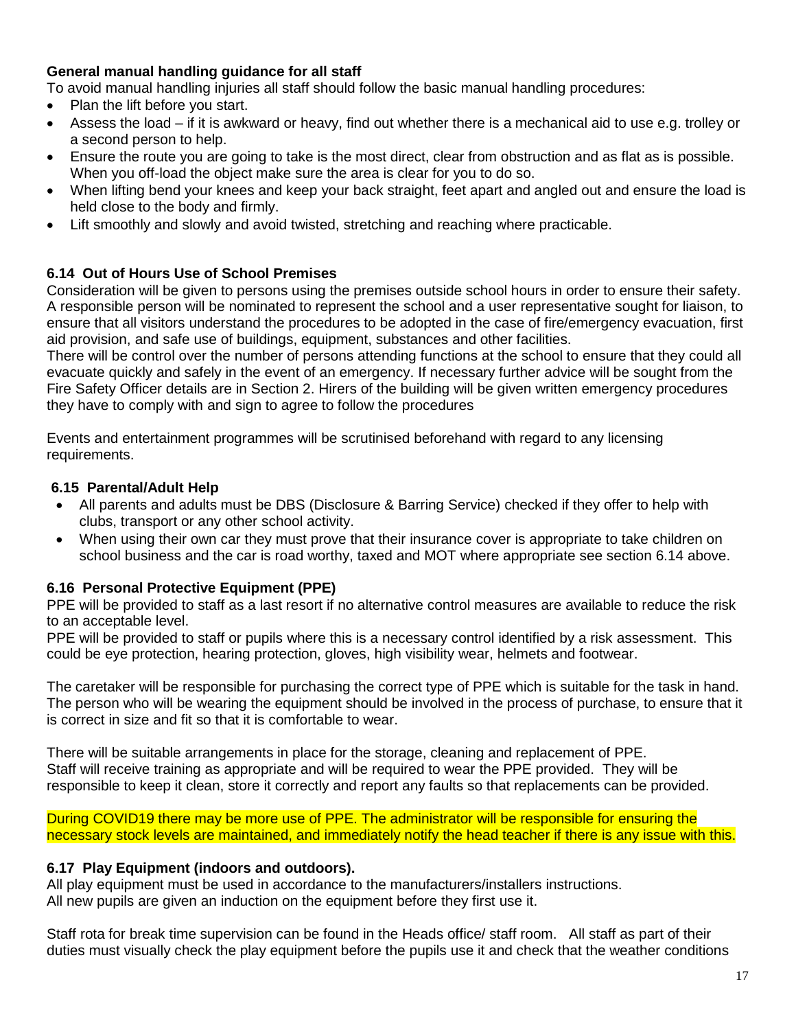**General manual handling guidance for all staff**

To avoid manual handling injuries all staff should follow the basic manual handling procedures:

- Plan the lift before you start.
- Assess the load – if it is awkward or heavy, find out whether there is a mechanical aid to use e.g. trolley or a second person to help.
- Ensure the route you are going to take is the most direct, clear from obstruction and as flat as is possible. When you off-load the object make sure the area is clear for you to do so.
- When lifting bend your knees and keep your back straight, feet apart and angled out and ensure the load is held close to the body and firmly.
- Lift smoothly and slowly and avoid twisted, stretching and reaching where practicable.

### 6.14 Out of Hours Use of School Premises

Consideration will be given to persons using the premises outside school hours in order to ensure their safety. A responsible person will be nominated to represent the school and a user representative sought for liaison, to ensure that all visitors understand the procedures to be adopted in the case of fire/emergency evacuation, first aid provision, and safe use of buildings, equipment, substances and other facilities.

There will be control over the number of persons attending functions at the school to ensure that they could all evacuate quickly and safely in the event of an emergency. If necessary further advice will be sought from the Fire Safety Officer details are in Section 2. Hirers of the building will be given written emergency procedures they have to comply with and sign to agree to follow the procedures

Events and entertainment programmes will be scrutinised beforehand with regard to any licensing requirements.

### 6.15 Parental/Adult Help

- All parents and adults must be DBS (Disclosure & Barring Service) checked if they offer to help with clubs, transport or any other school activity.
- When using their own car they must prove that their insurance cover is appropriate to take children on school business and the car is road worthy, taxed and MOT where appropriate see section 6.14 above.

### 6.16 Personal Protective Equipment (PPE)

PPE will be provided to staff as a last resort if no alternative control measures are available to reduce the risk to an acceptable level.

PPE will be provided to staff or pupils where this is a necessary control identified by a risk assessment. This could be eye protection, hearing protection, gloves, high visibility wear, helmets and footwear.

The caretaker will be responsible for purchasing the correct type of PPE which is suitable for the task in hand. The person who will be wearing the equipment should be involved in the process of purchase, to ensure that it is correct in size and fit so that it is comfortable to wear.

There will be suitable arrangements in place for the storage, cleaning and replacement of PPE.
Staff will receive training as appropriate and will be required to wear the PPE provided. They will be responsible to keep it clean, store it correctly and report any faults so that replacements can be provided.

During COVID19 there may be more use of PPE. The administrator will be responsible for ensuring the necessary stock levels are maintained, and immediately notify the head teacher if there is any issue with this.

### 6.17 Play Equipment (indoors and outdoors).

All play equipment must be used in accordance to the manufacturers/installers instructions.
All new pupils are given an induction on the equipment before they first use it.

Staff rota for break time supervision can be found in the Heads office/ staff room. All staff as part of their duties must visually check the play equipment before the pupils use it and check that the weather conditions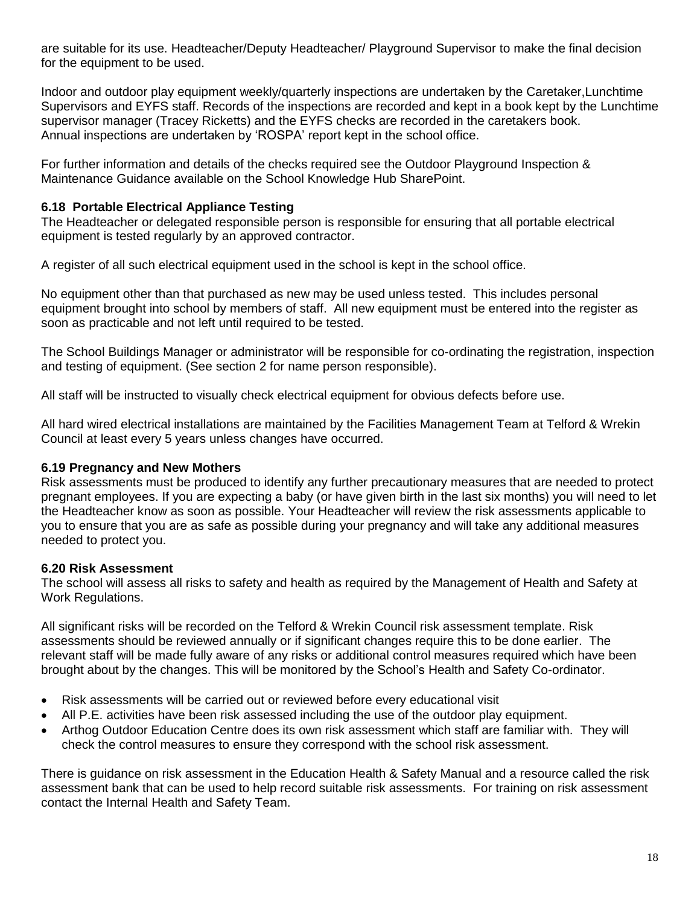are suitable for its use. Headteacher/Deputy Headteacher/ Playground Supervisor to make the final decision for the equipment to be used.

Indoor and outdoor play equipment weekly/quarterly inspections are undertaken by the Caretaker,Lunchtime Supervisors and EYFS staff. Records of the inspections are recorded and kept in a book kept by the Lunchtime supervisor manager (Tracey Ricketts) and the EYFS checks are recorded in the caretakers book. Annual inspections are undertaken by 'ROSPA' report kept in the school office.

For further information and details of the checks required see the Outdoor Playground Inspection & Maintenance Guidance available on the School Knowledge Hub SharePoint.

### 6.18 Portable Electrical Appliance Testing

The Headteacher or delegated responsible person is responsible for ensuring that all portable electrical equipment is tested regularly by an approved contractor.

A register of all such electrical equipment used in the school is kept in the school office.

No equipment other than that purchased as new may be used unless tested. This includes personal equipment brought into school by members of staff. All new equipment must be entered into the register as soon as practicable and not left until required to be tested.

The School Buildings Manager or administrator will be responsible for co-ordinating the registration, inspection and testing of equipment. (See section 2 for name person responsible).

All staff will be instructed to visually check electrical equipment for obvious defects before use.

All hard wired electrical installations are maintained by the Facilities Management Team at Telford & Wrekin Council at least every 5 years unless changes have occurred.

### 6.19 Pregnancy and New Mothers

Risk assessments must be produced to identify any further precautionary measures that are needed to protect pregnant employees. If you are expecting a baby (or have given birth in the last six months) you will need to let the Headteacher know as soon as possible. Your Headteacher will review the risk assessments applicable to you to ensure that you are as safe as possible during your pregnancy and will take any additional measures needed to protect you.

### 6.20 Risk Assessment

The school will assess all risks to safety and health as required by the Management of Health and Safety at Work Regulations.

All significant risks will be recorded on the Telford & Wrekin Council risk assessment template. Risk assessments should be reviewed annually or if significant changes require this to be done earlier. The relevant staff will be made fully aware of any risks or additional control measures required which have been brought about by the changes. This will be monitored by the School's Health and Safety Co-ordinator.

- Risk assessments will be carried out or reviewed before every educational visit
- All P.E. activities have been risk assessed including the use of the outdoor play equipment.
- Arthog Outdoor Education Centre does its own risk assessment which staff are familiar with. They will check the control measures to ensure they correspond with the school risk assessment.

There is guidance on risk assessment in the Education Health & Safety Manual and a resource called the risk assessment bank that can be used to help record suitable risk assessments. For training on risk assessment contact the Internal Health and Safety Team.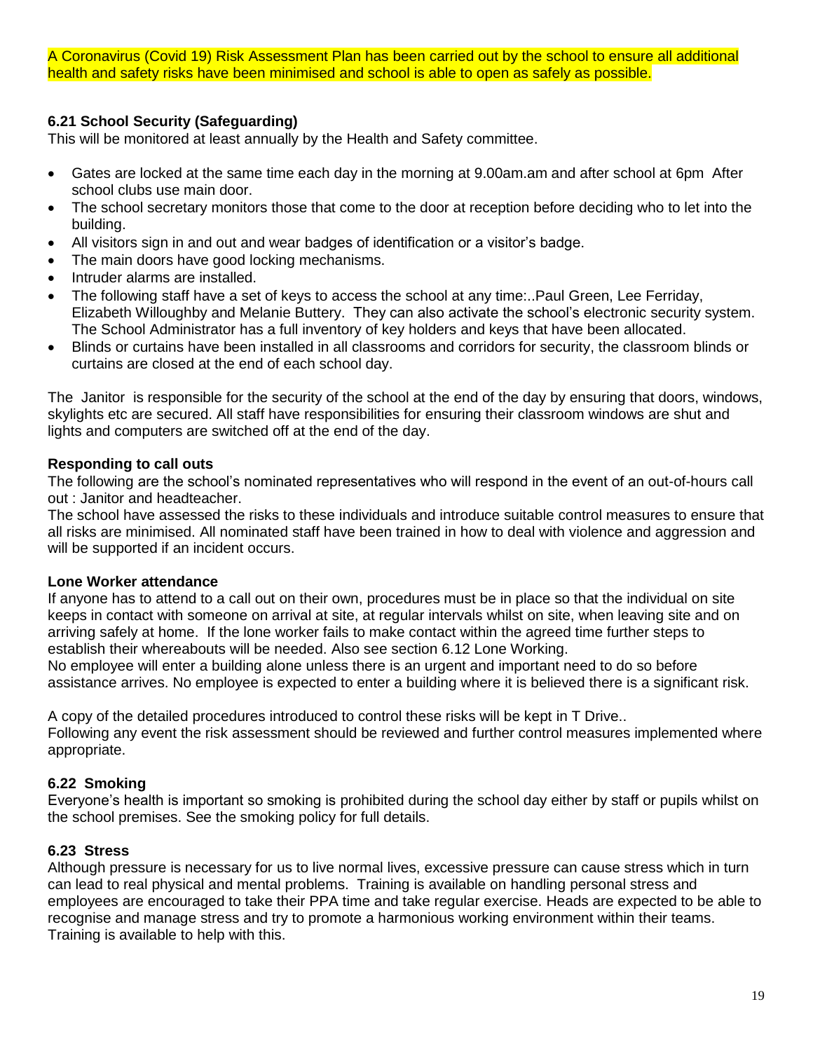A Coronavirus (Covid 19) Risk Assessment Plan has been carried out by the school to ensure all additional health and safety risks have been minimised and school is able to open as safely as possible.

### 6.21 School Security (Safeguarding)

This will be monitored at least annually by the Health and Safety committee.

- Gates are locked at the same time each day in the morning at 9.00am.am and after school at 6pm After school clubs use main door.
- The school secretary monitors those that come to the door at reception before deciding who to let into the building.
- All visitors sign in and out and wear badges of identification or a visitor's badge.
- The main doors have good locking mechanisms.
- Intruder alarms are installed.
- The following staff have a set of keys to access the school at any time:..Paul Green, Lee Ferriday, Elizabeth Willoughby and Melanie Buttery. They can also activate the school's electronic security system. The School Administrator has a full inventory of key holders and keys that have been allocated.
- Blinds or curtains have been installed in all classrooms and corridors for security, the classroom blinds or curtains are closed at the end of each school day.

The Janitor is responsible for the security of the school at the end of the day by ensuring that doors, windows, skylights etc are secured. All staff have responsibilities for ensuring their classroom windows are shut and lights and computers are switched off at the end of the day.

**Responding to call outs**

The following are the school's nominated representatives who will respond in the event of an out-of-hours call out : Janitor and headteacher.

The school have assessed the risks to these individuals and introduce suitable control measures to ensure that all risks are minimised. All nominated staff have been trained in how to deal with violence and aggression and will be supported if an incident occurs.

**Lone Worker attendance**

If anyone has to attend to a call out on their own, procedures must be in place so that the individual on site keeps in contact with someone on arrival at site, at regular intervals whilst on site, when leaving site and on arriving safely at home. If the lone worker fails to make contact within the agreed time further steps to establish their whereabouts will be needed. Also see section 6.12 Lone Working.

No employee will enter a building alone unless there is an urgent and important need to do so before assistance arrives. No employee is expected to enter a building where it is believed there is a significant risk.

A copy of the detailed procedures introduced to control these risks will be kept in T Drive..

Following any event the risk assessment should be reviewed and further control measures implemented where appropriate.

### 6.22 Smoking

Everyone's health is important so smoking is prohibited during the school day either by staff or pupils whilst on the school premises. See the smoking policy for full details.

### 6.23 Stress

Although pressure is necessary for us to live normal lives, excessive pressure can cause stress which in turn can lead to real physical and mental problems. Training is available on handling personal stress and employees are encouraged to take their PPA time and take regular exercise. Heads are expected to be able to recognise and manage stress and try to promote a harmonious working environment within their teams. Training is available to help with this.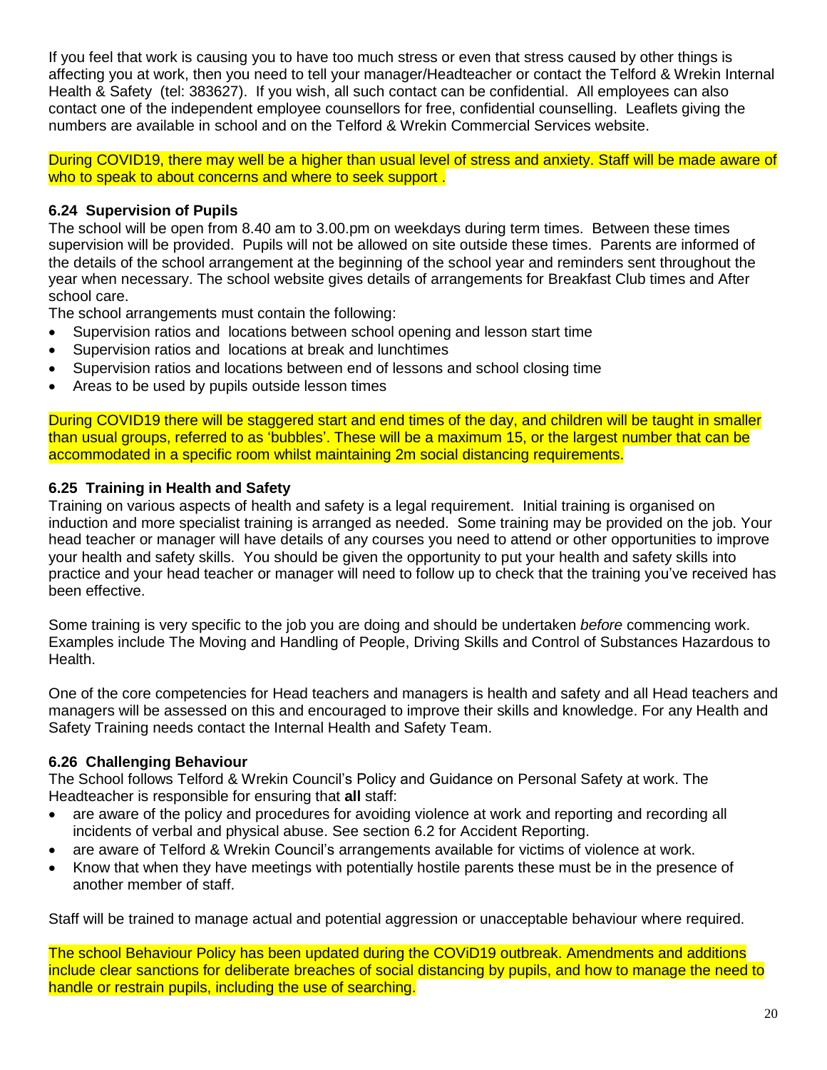If you feel that work is causing you to have too much stress or even that stress caused by other things is affecting you at work, then you need to tell your manager/Headteacher or contact the Telford & Wrekin Internal Health & Safety (tel: 383627). If you wish, all such contact can be confidential. All employees can also contact one of the independent employee counsellors for free, confidential counselling. Leaflets giving the numbers are available in school and on the Telford & Wrekin Commercial Services website.

During COVID19, there may well be a higher than usual level of stress and anxiety. Staff will be made aware of who to speak to about concerns and where to seek support .

### 6.24 Supervision of Pupils

The school will be open from 8.40 am to 3.00.pm on weekdays during term times. Between these times supervision will be provided. Pupils will not be allowed on site outside these times. Parents are informed of the details of the school arrangement at the beginning of the school year and reminders sent throughout the year when necessary. The school website gives details of arrangements for Breakfast Club times and After school care.

The school arrangements must contain the following:

- Supervision ratios and locations between school opening and lesson start time
- Supervision ratios and locations at break and lunchtimes
- Supervision ratios and locations between end of lessons and school closing time
- Areas to be used by pupils outside lesson times

During COVID19 there will be staggered start and end times of the day, and children will be taught in smaller than usual groups, referred to as 'bubbles'. These will be a maximum 15, or the largest number that can be accommodated in a specific room whilst maintaining 2m social distancing requirements.

### 6.25 Training in Health and Safety

Training on various aspects of health and safety is a legal requirement. Initial training is organised on induction and more specialist training is arranged as needed. Some training may be provided on the job. Your head teacher or manager will have details of any courses you need to attend or other opportunities to improve your health and safety skills. You should be given the opportunity to put your health and safety skills into practice and your head teacher or manager will need to follow up to check that the training you've received has been effective.

Some training is very specific to the job you are doing and should be undertaken *before* commencing work. Examples include The Moving and Handling of People, Driving Skills and Control of Substances Hazardous to Health.

One of the core competencies for Head teachers and managers is health and safety and all Head teachers and managers will be assessed on this and encouraged to improve their skills and knowledge. For any Health and Safety Training needs contact the Internal Health and Safety Team.

### 6.26 Challenging Behaviour

The School follows Telford & Wrekin Council's Policy and Guidance on Personal Safety at work. The Headteacher is responsible for ensuring that **all** staff:

- are aware of the policy and procedures for avoiding violence at work and reporting and recording all incidents of verbal and physical abuse. See section 6.2 for Accident Reporting.
- are aware of Telford & Wrekin Council's arrangements available for victims of violence at work.
- Know that when they have meetings with potentially hostile parents these must be in the presence of another member of staff.

Staff will be trained to manage actual and potential aggression or unacceptable behaviour where required.

The school Behaviour Policy has been updated during the COViD19 outbreak. Amendments and additions include clear sanctions for deliberate breaches of social distancing by pupils, and how to manage the need to handle or restrain pupils, including the use of searching.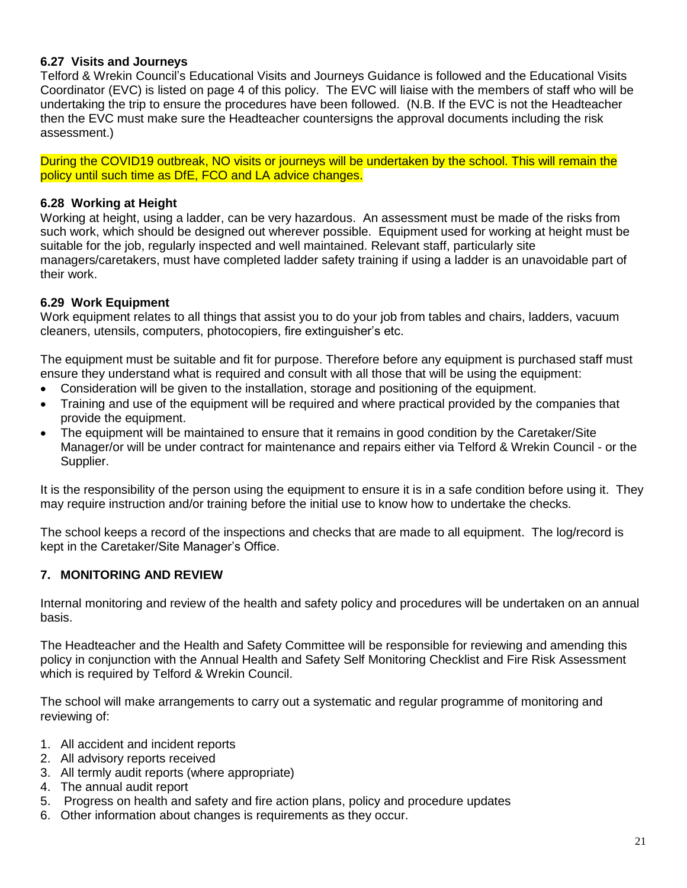### 6.27 Visits and Journeys

Telford & Wrekin Council's Educational Visits and Journeys Guidance is followed and the Educational Visits Coordinator (EVC) is listed on page 4 of this policy. The EVC will liaise with the members of staff who will be undertaking the trip to ensure the procedures have been followed. (N.B. If the EVC is not the Headteacher then the EVC must make sure the Headteacher countersigns the approval documents including the risk assessment.)

During the COVID19 outbreak, NO visits or journeys will be undertaken by the school. This will remain the policy until such time as DfE, FCO and LA advice changes.

### 6.28 Working at Height

Working at height, using a ladder, can be very hazardous. An assessment must be made of the risks from such work, which should be designed out wherever possible. Equipment used for working at height must be suitable for the job, regularly inspected and well maintained. Relevant staff, particularly site managers/caretakers, must have completed ladder safety training if using a ladder is an unavoidable part of their work.

### 6.29 Work Equipment

Work equipment relates to all things that assist you to do your job from tables and chairs, ladders, vacuum cleaners, utensils, computers, photocopiers, fire extinguisher's etc.

The equipment must be suitable and fit for purpose. Therefore before any equipment is purchased staff must ensure they understand what is required and consult with all those that will be using the equipment:

- Consideration will be given to the installation, storage and positioning of the equipment.
- Training and use of the equipment will be required and where practical provided by the companies that provide the equipment.
- The equipment will be maintained to ensure that it remains in good condition by the Caretaker/Site Manager/or will be under contract for maintenance and repairs either via Telford & Wrekin Council - or the Supplier.

It is the responsibility of the person using the equipment to ensure it is in a safe condition before using it. They may require instruction and/or training before the initial use to know how to undertake the checks.

The school keeps a record of the inspections and checks that are made to all equipment. The log/record is kept in the Caretaker/Site Manager's Office.

## 7. MONITORING AND REVIEW

Internal monitoring and review of the health and safety policy and procedures will be undertaken on an annual basis.

The Headteacher and the Health and Safety Committee will be responsible for reviewing and amending this policy in conjunction with the Annual Health and Safety Self Monitoring Checklist and Fire Risk Assessment which is required by Telford & Wrekin Council.

The school will make arrangements to carry out a systematic and regular programme of monitoring and reviewing of:

1. All accident and incident reports
2. All advisory reports received
3. All termly audit reports (where appropriate)
4. The annual audit report
5. Progress on health and safety and fire action plans, policy and procedure updates
6. Other information about changes is requirements as they occur.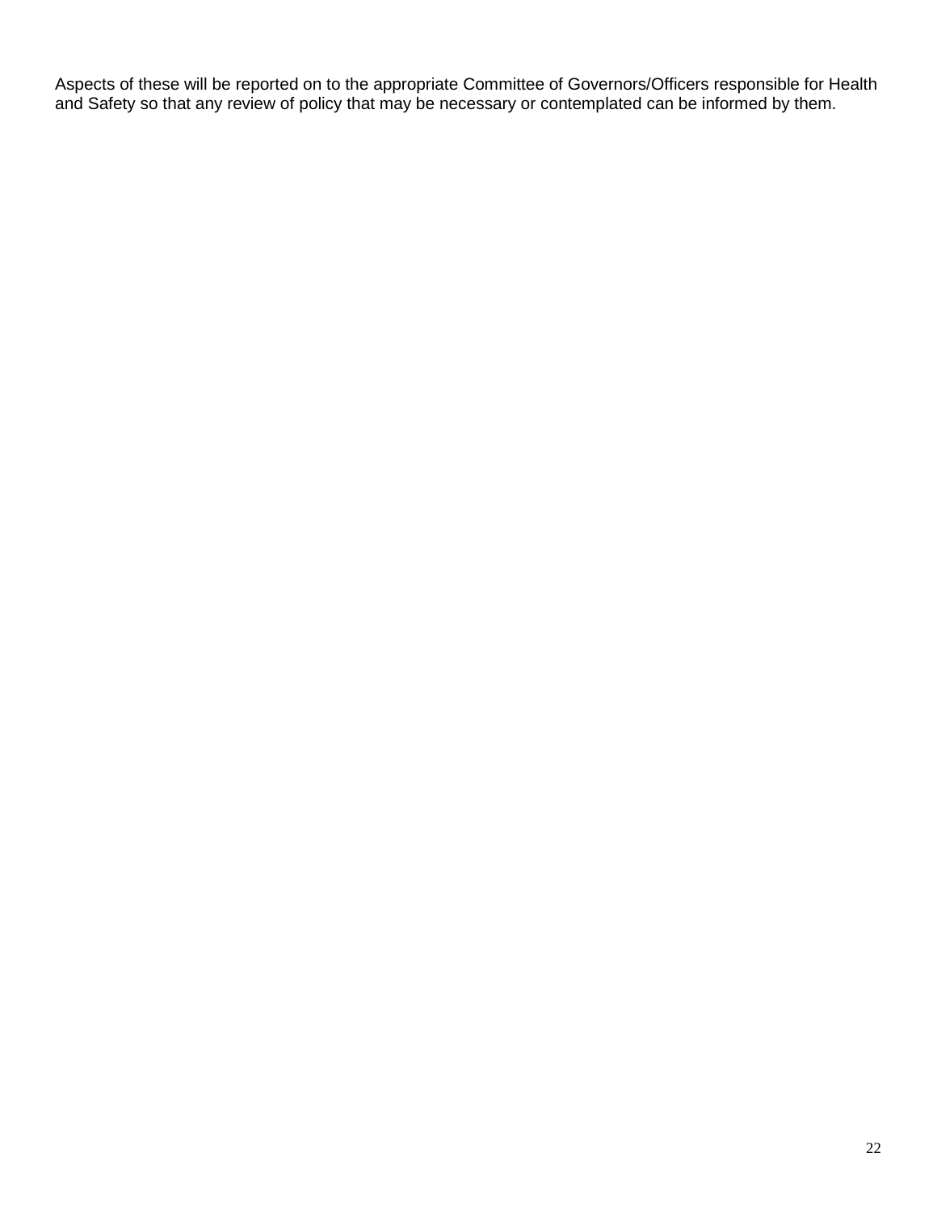Aspects of these will be reported on to the appropriate Committee of Governors/Officers responsible for Health and Safety so that any review of policy that may be necessary or contemplated can be informed by them.